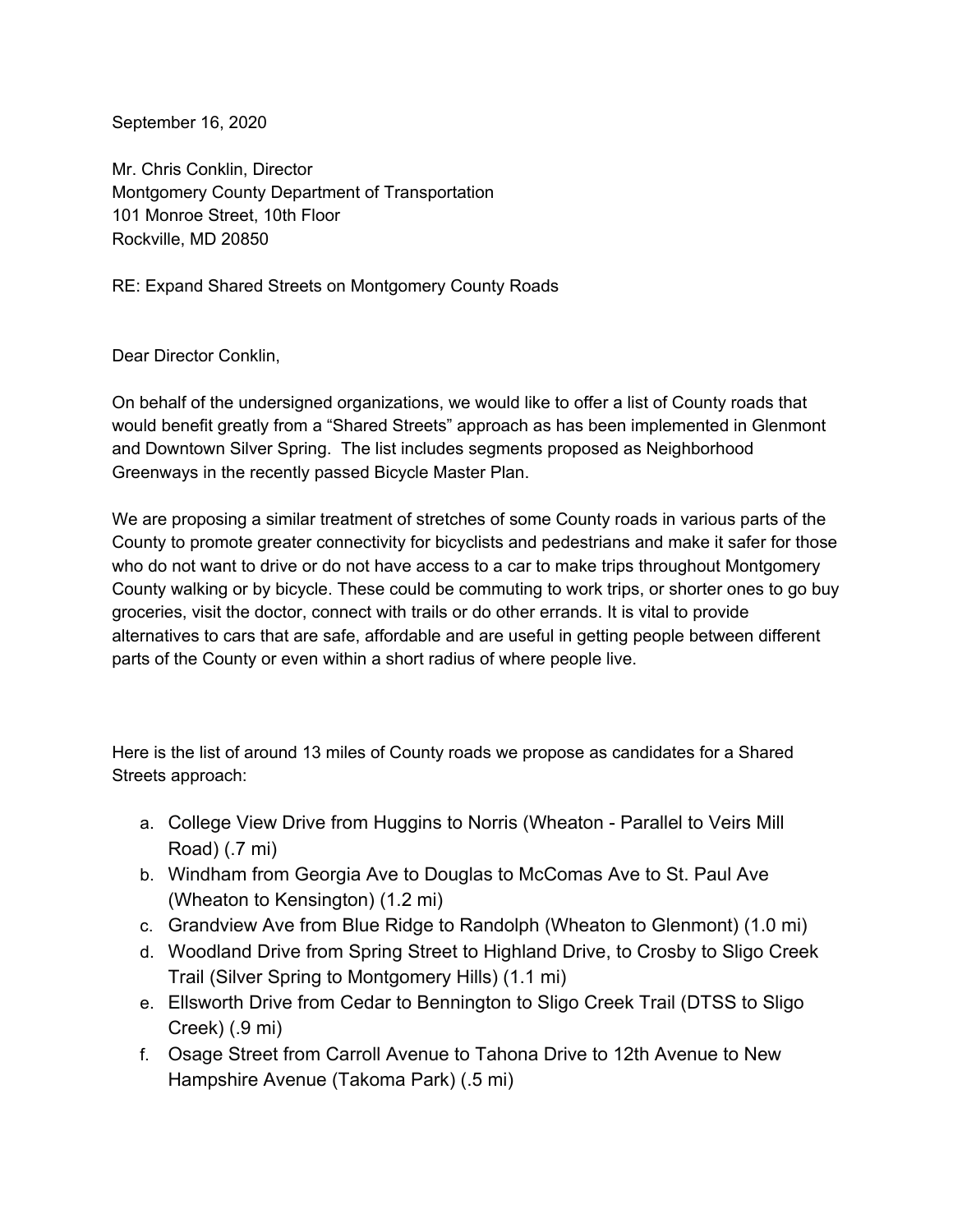September 16, 2020

Mr. Chris Conklin, Director
Montgomery County Department of Transportation
101 Monroe Street, 10th Floor
Rockville, MD 20850

RE: Expand Shared Streets on Montgomery County Roads

Dear Director Conklin,

On behalf of the undersigned organizations, we would like to offer a list of County roads that would benefit greatly from a "Shared Streets" approach as has been implemented in Glenmont and Downtown Silver Spring. The list includes segments proposed as Neighborhood Greenways in the recently passed Bicycle Master Plan.

We are proposing a similar treatment of stretches of some County roads in various parts of the County to promote greater connectivity for bicyclists and pedestrians and make it safer for those who do not want to drive or do not have access to a car to make trips throughout Montgomery County walking or by bicycle. These could be commuting to work trips, or shorter ones to go buy groceries, visit the doctor, connect with trails or do other errands. It is vital to provide alternatives to cars that are safe, affordable and are useful in getting people between different parts of the County or even within a short radius of where people live.

Here is the list of around 13 miles of County roads we propose as candidates for a Shared Streets approach:

a. College View Drive from Huggins to Norris (Wheaton - Parallel to Veirs Mill Road) (.7 mi)
b. Windham from Georgia Ave to Douglas to McComas Ave to St. Paul Ave (Wheaton to Kensington) (1.2 mi)
c. Grandview Ave from Blue Ridge to Randolph (Wheaton to Glenmont) (1.0 mi)
d. Woodland Drive from Spring Street to Highland Drive, to Crosby to Sligo Creek Trail (Silver Spring to Montgomery Hills) (1.1 mi)
e. Ellsworth Drive from Cedar to Bennington to Sligo Creek Trail (DTSS to Sligo Creek) (.9 mi)
f. Osage Street from Carroll Avenue to Tahona Drive to 12th Avenue to New Hampshire Avenue (Takoma Park) (.5 mi)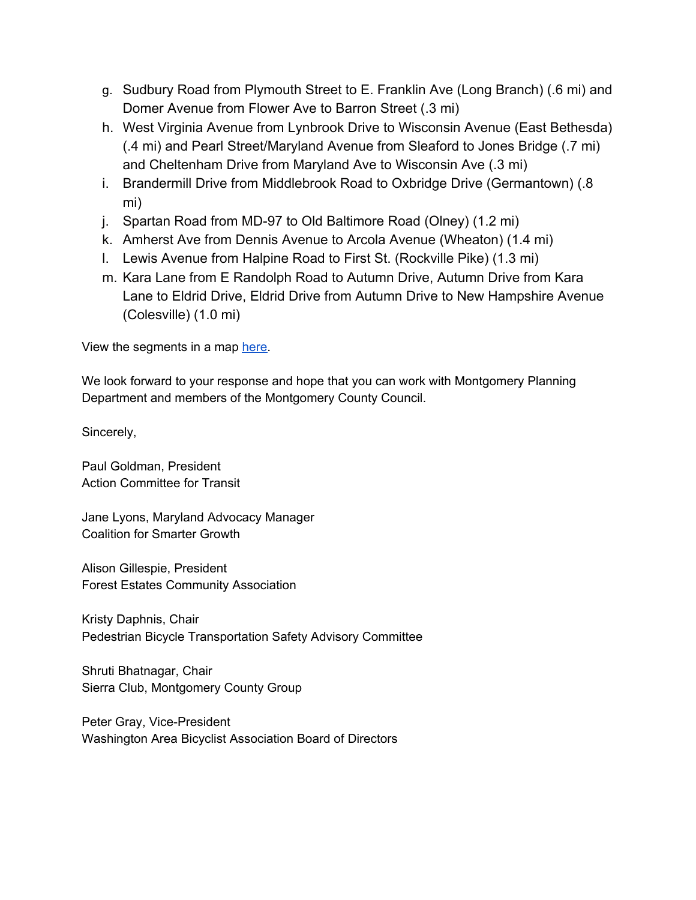g. Sudbury Road from Plymouth Street to E. Franklin Ave (Long Branch) (.6 mi) and Domer Avenue from Flower Ave to Barron Street (.3 mi)
h. West Virginia Avenue from Lynbrook Drive to Wisconsin Avenue (East Bethesda) (.4 mi) and Pearl Street/Maryland Avenue from Sleaford to Jones Bridge (.7 mi) and Cheltenham Drive from Maryland Ave to Wisconsin Ave (.3 mi)
i. Brandermill Drive from Middlebrook Road to Oxbridge Drive (Germantown) (.8 mi)
j. Spartan Road from MD-97 to Old Baltimore Road (Olney) (1.2 mi)
k. Amherst Ave from Dennis Avenue to Arcola Avenue (Wheaton) (1.4 mi)
l. Lewis Avenue from Halpine Road to First St. (Rockville Pike) (1.3 mi)
m. Kara Lane from E Randolph Road to Autumn Drive, Autumn Drive from Kara Lane to Eldrid Drive, Eldrid Drive from Autumn Drive to New Hampshire Avenue (Colesville) (1.0 mi)

View the segments in a map here.

We look forward to your response and hope that you can work with Montgomery Planning Department and members of the Montgomery County Council.

Sincerely,

Paul Goldman, President
Action Committee for Transit

Jane Lyons, Maryland Advocacy Manager
Coalition for Smarter Growth

Alison Gillespie, President
Forest Estates Community Association

Kristy Daphnis, Chair
Pedestrian Bicycle Transportation Safety Advisory Committee

Shruti Bhatnagar, Chair
Sierra Club, Montgomery County Group

Peter Gray, Vice-President
Washington Area Bicyclist Association Board of Directors